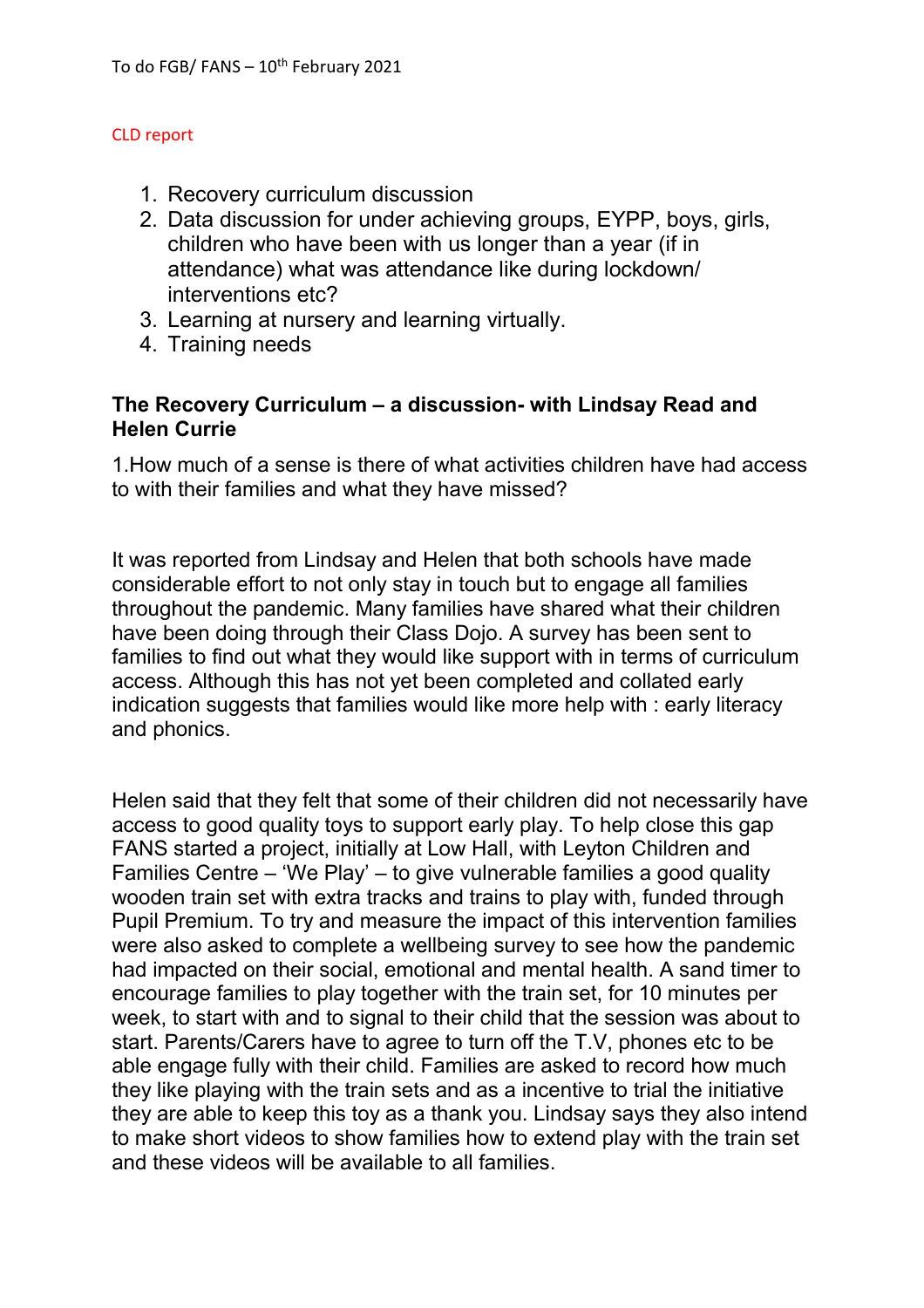To do FGB/ FANS – 10th February 2021

CLD report

1. Recovery curriculum discussion
2. Data discussion for under achieving groups, EYPP, boys, girls, children who have been with us longer than a year (if in attendance) what was attendance like during lockdown/ interventions etc?
3. Learning at nursery and learning virtually.
4. Training needs

**The Recovery Curriculum – a discussion- with Lindsay Read and Helen Currie**

1.How much of a sense is there of what activities children have had access to with their families and what they have missed?

It was reported from Lindsay and Helen that both schools have made considerable effort to not only stay in touch but to engage all families throughout the pandemic. Many families have shared what their children have been doing through their Class Dojo. A survey has been sent to families to find out what they would like support with in terms of curriculum access. Although this has not yet been completed and collated early indication suggests that families would like more help with : early literacy and phonics.

Helen said that they felt that some of their children did not necessarily have access to good quality toys to support early play. To help close this gap FANS started a project, initially at Low Hall, with Leyton Children and Families Centre – 'We Play' – to give vulnerable families a good quality wooden train set with extra tracks and trains to play with, funded through Pupil Premium. To try and measure the impact of this intervention families were also asked to complete a wellbeing survey to see how the pandemic had impacted on their social, emotional and mental health. A sand timer to encourage families to play together with the train set, for 10 minutes per week, to start with and to signal to their child that the session was about to start. Parents/Carers have to agree to turn off the T.V, phones etc to be able engage fully with their child. Families are asked to record how much they like playing with the train sets and as a incentive to trial the initiative they are able to keep this toy as a thank you. Lindsay says they also intend to make short videos to show families how to extend play with the train set and these videos will be available to all families.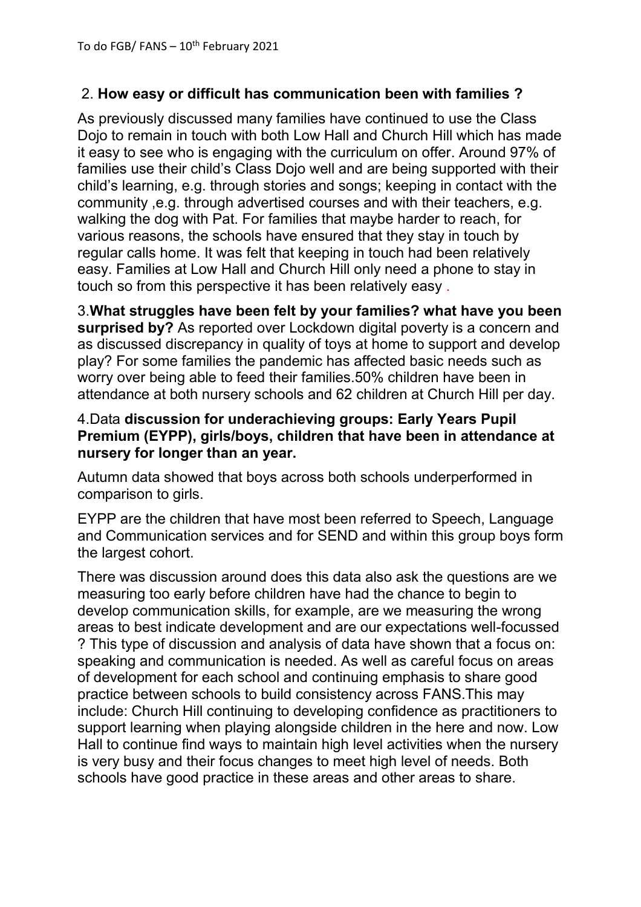To do FGB/ FANS – 10th February 2021

2. **How easy or difficult has communication been with families ?**

As previously discussed many families have continued to use the Class Dojo to remain in touch with both Low Hall and Church Hill which has made it easy to see who is engaging with the curriculum on offer. Around 97% of families use their child's Class Dojo well and are being supported with their child's learning, e.g. through stories and songs; keeping in contact with the community ,e.g. through advertised courses and with their teachers, e.g. walking the dog with Pat. For families that maybe harder to reach, for various reasons, the schools have ensured that they stay in touch by regular calls home. It was felt that keeping in touch had been relatively easy. Families at Low Hall and Church Hill only need a phone to stay in touch so from this perspective it has been relatively easy .

3.**What struggles have been felt by your families? what have you been surprised by?** As reported over Lockdown digital poverty is a concern and as discussed discrepancy in quality of toys at home to support and develop play? For some families the pandemic has affected basic needs such as worry over being able to feed their families.50% children have been in attendance at both nursery schools and 62 children at Church Hill per day.

4.Data **discussion for underachieving groups: Early Years Pupil Premium (EYPP), girls/boys, children that have been in attendance at nursery for longer than an year.**

Autumn data showed that boys across both schools underperformed in comparison to girls.

EYPP are the children that have most been referred to Speech, Language and Communication services and for SEND and within this group boys form the largest cohort.

There was discussion around does this data also ask the questions are we measuring too early before children have had the chance to begin to develop communication skills, for example, are we measuring the wrong areas to best indicate development and are our expectations well-focussed ? This type of discussion and analysis of data have shown that a focus on: speaking and communication is needed. As well as careful focus on areas of development for each school and continuing emphasis to share good practice between schools to build consistency across FANS.This may include: Church Hill continuing to developing confidence as practitioners to support learning when playing alongside children in the here and now. Low Hall to continue find ways to maintain high level activities when the nursery is very busy and their focus changes to meet high level of needs. Both schools have good practice in these areas and other areas to share.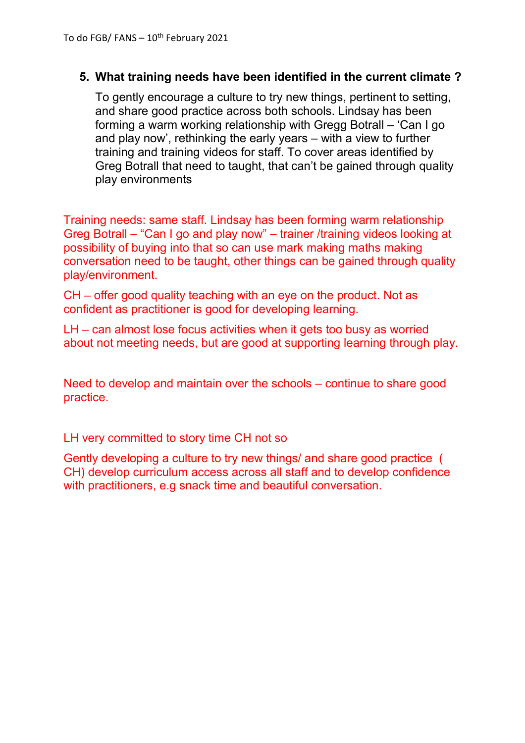To do FGB/ FANS – 10th February 2021

5. **What training needs have been identified in the current climate ?**

   To gently encourage a culture to try new things, pertinent to setting, and share good practice across both schools. Lindsay has been forming a warm working relationship with Gregg Botrall – 'Can I go and play now', rethinking the early years – with a view to further training and training videos for staff. To cover areas identified by Greg Botrall that need to taught, that can't be gained through quality play environments

Training needs: same staff. Lindsay has been forming warm relationship Greg Botrall – "Can I go and play now" – trainer /training videos looking at possibility of buying into that so can use mark making maths making conversation need to be taught, other things can be gained through quality play/environment.

CH – offer good quality teaching with an eye on the product. Not as confident as practitioner is good for developing learning.

LH – can almost lose focus activities when it gets too busy as worried about not meeting needs, but are good at supporting learning through play.

Need to develop and maintain over the schools – continue to share good practice.

LH very committed to story time CH not so

Gently developing a culture to try new things/ and share good practice ( CH) develop curriculum access across all staff and to develop confidence with practitioners, e.g snack time and beautiful conversation.